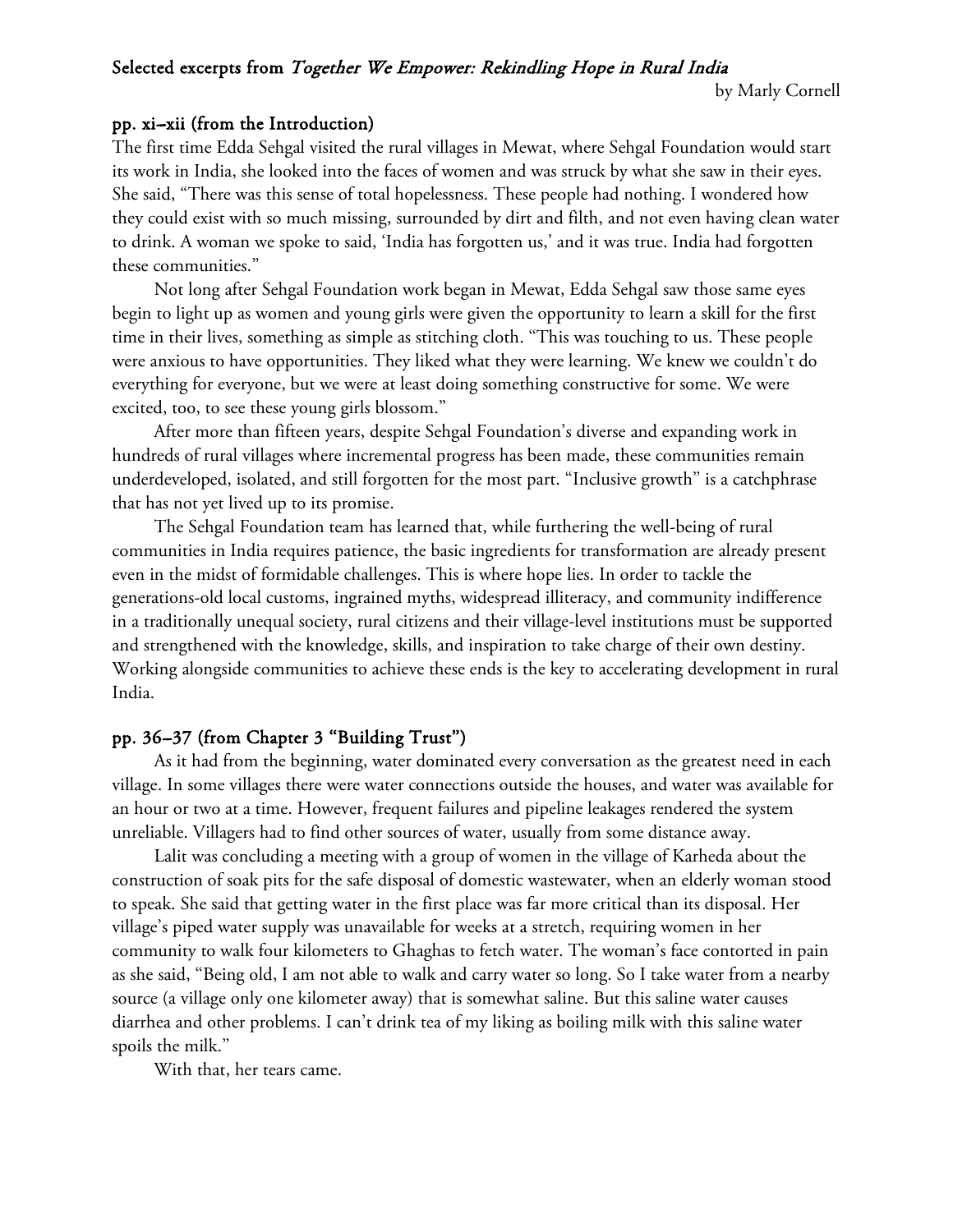## Selected excerpts from *Together We Empower: Rekindling Hope in Rural India*

by Marly Cornell

### pp. xi–xii (from the Introduction)

The first time Edda Sehgal visited the rural villages in Mewat, where Sehgal Foundation would start its work in India, she looked into the faces of women and was struck by what she saw in their eyes. She said, "There was this sense of total hopelessness. These people had nothing. I wondered how they could exist with so much missing, surrounded by dirt and filth, and not even having clean water to drink. A woman we spoke to said, 'India has forgotten us,' and it was true. India had forgotten these communities."

Not long after Sehgal Foundation work began in Mewat, Edda Sehgal saw those same eyes begin to light up as women and young girls were given the opportunity to learn a skill for the first time in their lives, something as simple as stitching cloth. "This was touching to us. These people were anxious to have opportunities. They liked what they were learning. We knew we couldn't do everything for everyone, but we were at least doing something constructive for some. We were excited, too, to see these young girls blossom."

After more than fifteen years, despite Sehgal Foundation's diverse and expanding work in hundreds of rural villages where incremental progress has been made, these communities remain underdeveloped, isolated, and still forgotten for the most part. "Inclusive growth" is a catchphrase that has not yet lived up to its promise.

The Sehgal Foundation team has learned that, while furthering the well-being of rural communities in India requires patience, the basic ingredients for transformation are already present even in the midst of formidable challenges. This is where hope lies. In order to tackle the generations-old local customs, ingrained myths, widespread illiteracy, and community indifference in a traditionally unequal society, rural citizens and their village-level institutions must be supported and strengthened with the knowledge, skills, and inspiration to take charge of their own destiny. Working alongside communities to achieve these ends is the key to accelerating development in rural India.

### pp. 36–37 (from Chapter 3 "Building Trust")

As it had from the beginning, water dominated every conversation as the greatest need in each village. In some villages there were water connections outside the houses, and water was available for an hour or two at a time. However, frequent failures and pipeline leakages rendered the system unreliable. Villagers had to find other sources of water, usually from some distance away.

Lalit was concluding a meeting with a group of women in the village of Karheda about the construction of soak pits for the safe disposal of domestic wastewater, when an elderly woman stood to speak. She said that getting water in the first place was far more critical than its disposal. Her village's piped water supply was unavailable for weeks at a stretch, requiring women in her community to walk four kilometers to Ghaghas to fetch water. The woman's face contorted in pain as she said, "Being old, I am not able to walk and carry water so long. So I take water from a nearby source (a village only one kilometer away) that is somewhat saline. But this saline water causes diarrhea and other problems. I can't drink tea of my liking as boiling milk with this saline water spoils the milk."

With that, her tears came.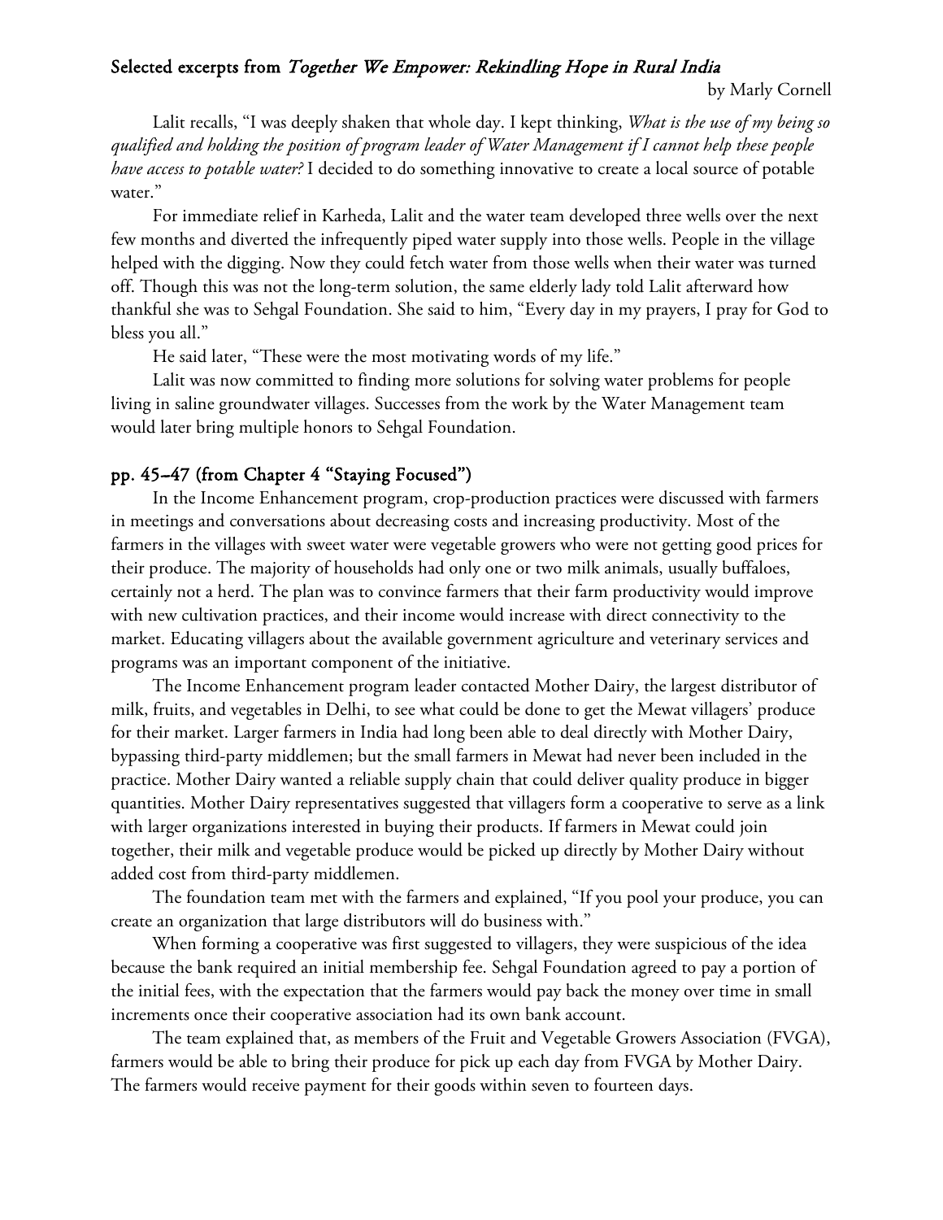## Selected excerpts from *Together We Empower: Rekindling Hope in Rural India*

by Marly Cornell

Lalit recalls, "I was deeply shaken that whole day. I kept thinking, *What is the use of my being so qualified and holding the position of program leader of Water Management if I cannot help these people have access to potable water?* I decided to do something innovative to create a local source of potable water."

For immediate relief in Karheda, Lalit and the water team developed three wells over the next few months and diverted the infrequently piped water supply into those wells. People in the village helped with the digging. Now they could fetch water from those wells when their water was turned off. Though this was not the long-term solution, the same elderly lady told Lalit afterward how thankful she was to Sehgal Foundation. She said to him, "Every day in my prayers, I pray for God to bless you all."

He said later, "These were the most motivating words of my life."

Lalit was now committed to finding more solutions for solving water problems for people living in saline groundwater villages. Successes from the work by the Water Management team would later bring multiple honors to Sehgal Foundation.

### pp. 45–47 (from Chapter 4 "Staying Focused")

In the Income Enhancement program, crop-production practices were discussed with farmers in meetings and conversations about decreasing costs and increasing productivity. Most of the farmers in the villages with sweet water were vegetable growers who were not getting good prices for their produce. The majority of households had only one or two milk animals, usually buffaloes, certainly not a herd. The plan was to convince farmers that their farm productivity would improve with new cultivation practices, and their income would increase with direct connectivity to the market. Educating villagers about the available government agriculture and veterinary services and programs was an important component of the initiative.

The Income Enhancement program leader contacted Mother Dairy, the largest distributor of milk, fruits, and vegetables in Delhi, to see what could be done to get the Mewat villagers' produce for their market. Larger farmers in India had long been able to deal directly with Mother Dairy, bypassing third-party middlemen; but the small farmers in Mewat had never been included in the practice. Mother Dairy wanted a reliable supply chain that could deliver quality produce in bigger quantities. Mother Dairy representatives suggested that villagers form a cooperative to serve as a link with larger organizations interested in buying their products. If farmers in Mewat could join together, their milk and vegetable produce would be picked up directly by Mother Dairy without added cost from third-party middlemen.

The foundation team met with the farmers and explained, "If you pool your produce, you can create an organization that large distributors will do business with."

When forming a cooperative was first suggested to villagers, they were suspicious of the idea because the bank required an initial membership fee. Sehgal Foundation agreed to pay a portion of the initial fees, with the expectation that the farmers would pay back the money over time in small increments once their cooperative association had its own bank account.

The team explained that, as members of the Fruit and Vegetable Growers Association (FVGA), farmers would be able to bring their produce for pick up each day from FVGA by Mother Dairy. The farmers would receive payment for their goods within seven to fourteen days.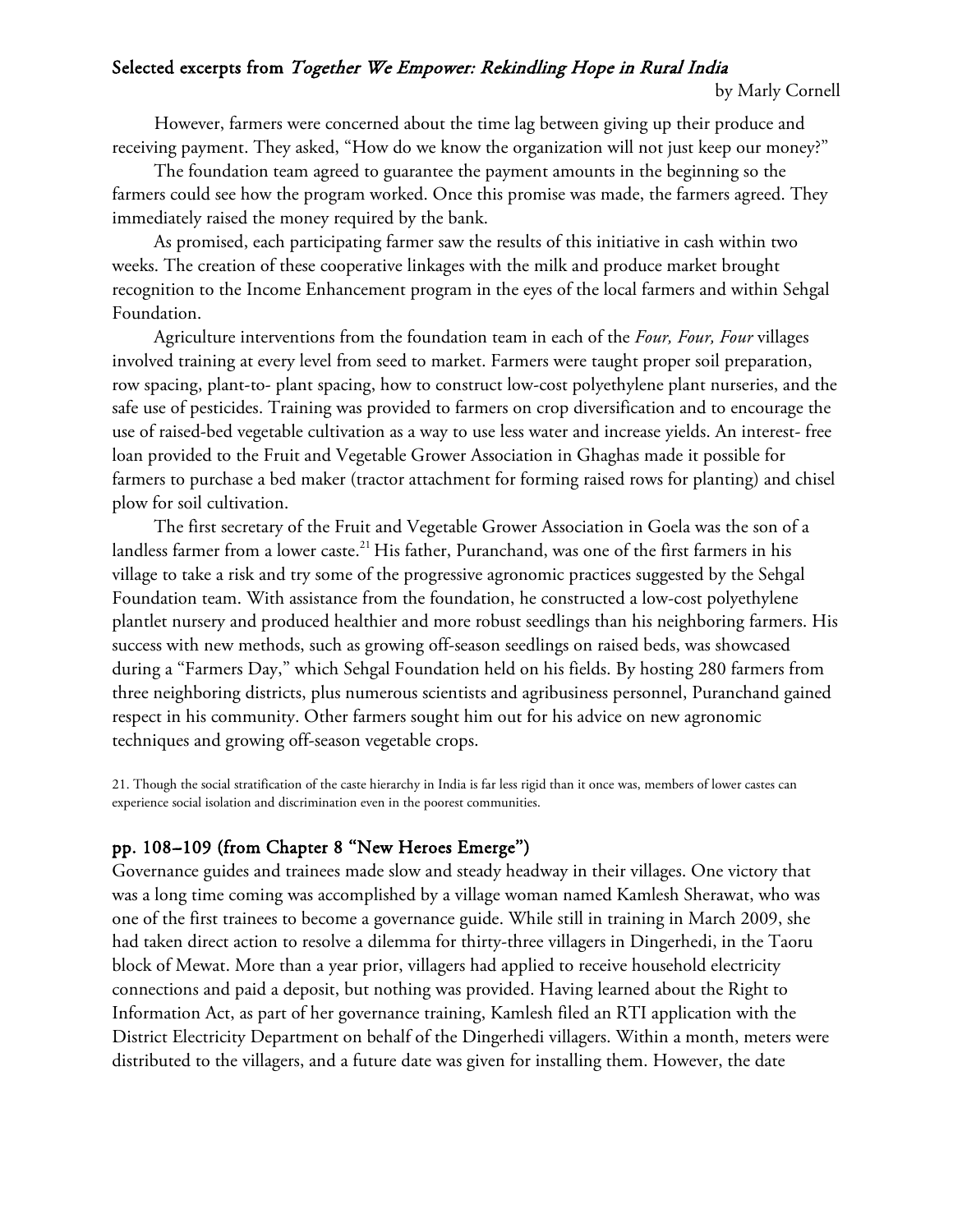### Selected excerpts from *Together We Empower: Rekindling Hope in Rural India*

by Marly Cornell

However, farmers were concerned about the time lag between giving up their produce and receiving payment. They asked, "How do we know the organization will not just keep our money?"

The foundation team agreed to guarantee the payment amounts in the beginning so the farmers could see how the program worked. Once this promise was made, the farmers agreed. They immediately raised the money required by the bank.

As promised, each participating farmer saw the results of this initiative in cash within two weeks. The creation of these cooperative linkages with the milk and produce market brought recognition to the Income Enhancement program in the eyes of the local farmers and within Sehgal Foundation.

Agriculture interventions from the foundation team in each of the *Four, Four, Four* villages involved training at every level from seed to market. Farmers were taught proper soil preparation, row spacing, plant-to- plant spacing, how to construct low-cost polyethylene plant nurseries, and the safe use of pesticides. Training was provided to farmers on crop diversification and to encourage the use of raised-bed vegetable cultivation as a way to use less water and increase yields. An interest- free loan provided to the Fruit and Vegetable Grower Association in Ghaghas made it possible for farmers to purchase a bed maker (tractor attachment for forming raised rows for planting) and chisel plow for soil cultivation.

The first secretary of the Fruit and Vegetable Grower Association in Goela was the son of a landless farmer from a lower caste.[21] His father, Puranchand, was one of the first farmers in his village to take a risk and try some of the progressive agronomic practices suggested by the Sehgal Foundation team. With assistance from the foundation, he constructed a low-cost polyethylene plantlet nursery and produced healthier and more robust seedlings than his neighboring farmers. His success with new methods, such as growing off-season seedlings on raised beds, was showcased during a "Farmers Day," which Sehgal Foundation held on his fields. By hosting 280 farmers from three neighboring districts, plus numerous scientists and agribusiness personnel, Puranchand gained respect in his community. Other farmers sought him out for his advice on new agronomic techniques and growing off-season vegetable crops.

21. Though the social stratification of the caste hierarchy in India is far less rigid than it once was, members of lower castes can experience social isolation and discrimination even in the poorest communities.

### pp. 108–109 (from Chapter 8 "New Heroes Emerge")

Governance guides and trainees made slow and steady headway in their villages. One victory that was a long time coming was accomplished by a village woman named Kamlesh Sherawat, who was one of the first trainees to become a governance guide. While still in training in March 2009, she had taken direct action to resolve a dilemma for thirty-three villagers in Dingerhedi, in the Taoru block of Mewat. More than a year prior, villagers had applied to receive household electricity connections and paid a deposit, but nothing was provided. Having learned about the Right to Information Act, as part of her governance training, Kamlesh filed an RTI application with the District Electricity Department on behalf of the Dingerhedi villagers. Within a month, meters were distributed to the villagers, and a future date was given for installing them. However, the date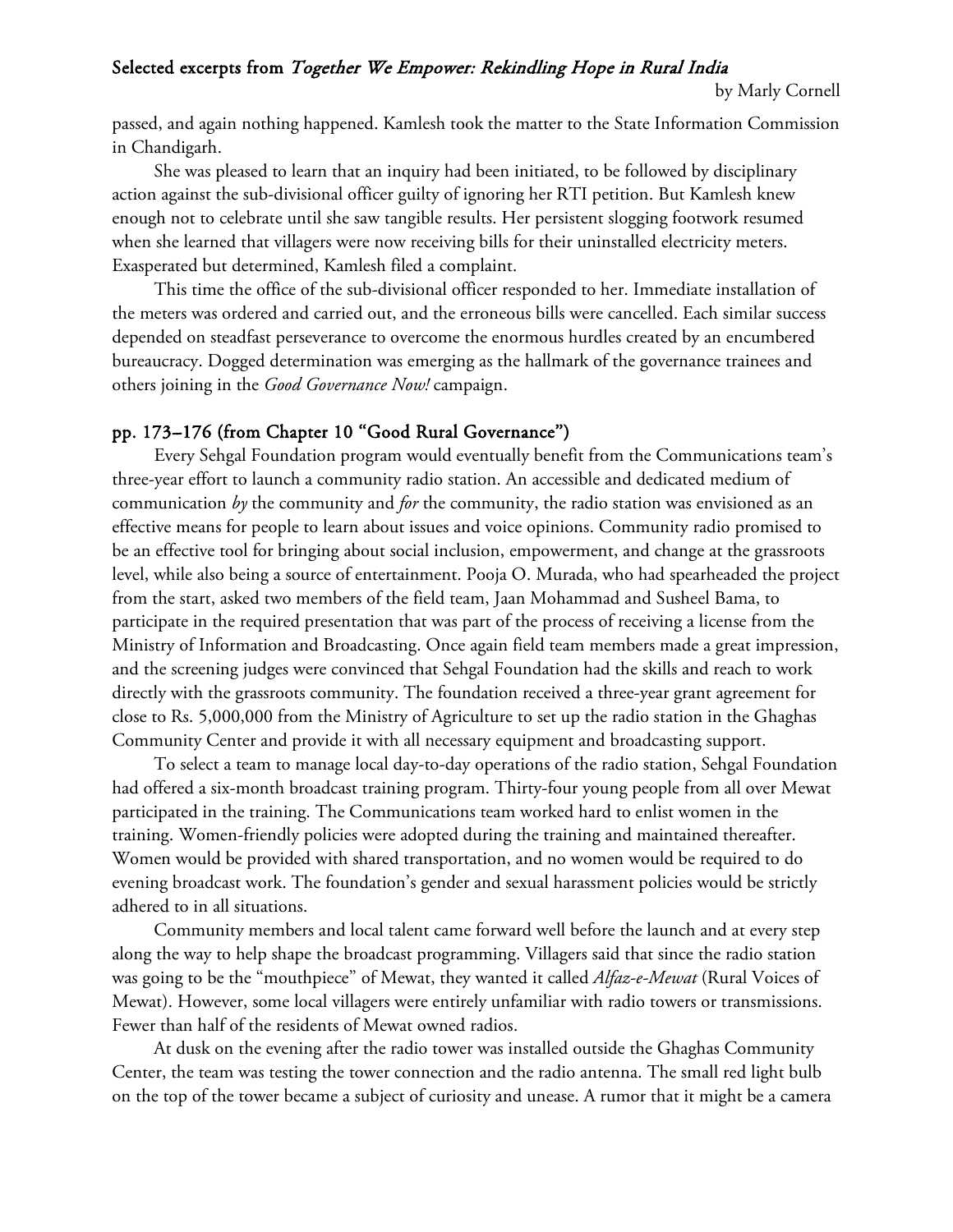passed, and again nothing happened. Kamlesh took the matter to the State Information Commission in Chandigarh.

She was pleased to learn that an inquiry had been initiated, to be followed by disciplinary action against the sub-divisional officer guilty of ignoring her RTI petition. But Kamlesh knew enough not to celebrate until she saw tangible results. Her persistent slogging footwork resumed when she learned that villagers were now receiving bills for their uninstalled electricity meters. Exasperated but determined, Kamlesh filed a complaint.

This time the office of the sub-divisional officer responded to her. Immediate installation of the meters was ordered and carried out, and the erroneous bills were cancelled. Each similar success depended on steadfast perseverance to overcome the enormous hurdles created by an encumbered bureaucracy. Dogged determination was emerging as the hallmark of the governance trainees and others joining in the *Good Governance Now!* campaign.

## pp. 173–176 (from Chapter 10 "Good Rural Governance")

Every Sehgal Foundation program would eventually benefit from the Communications team's three-year effort to launch a community radio station. An accessible and dedicated medium of communication *by* the community and *for* the community, the radio station was envisioned as an effective means for people to learn about issues and voice opinions. Community radio promised to be an effective tool for bringing about social inclusion, empowerment, and change at the grassroots level, while also being a source of entertainment. Pooja O. Murada, who had spearheaded the project from the start, asked two members of the field team, Jaan Mohammad and Susheel Bama, to participate in the required presentation that was part of the process of receiving a license from the Ministry of Information and Broadcasting. Once again field team members made a great impression, and the screening judges were convinced that Sehgal Foundation had the skills and reach to work directly with the grassroots community. The foundation received a three-year grant agreement for close to Rs. 5,000,000 from the Ministry of Agriculture to set up the radio station in the Ghaghas Community Center and provide it with all necessary equipment and broadcasting support.

To select a team to manage local day-to-day operations of the radio station, Sehgal Foundation had offered a six-month broadcast training program. Thirty-four young people from all over Mewat participated in the training. The Communications team worked hard to enlist women in the training. Women-friendly policies were adopted during the training and maintained thereafter. Women would be provided with shared transportation, and no women would be required to do evening broadcast work. The foundation's gender and sexual harassment policies would be strictly adhered to in all situations.

Community members and local talent came forward well before the launch and at every step along the way to help shape the broadcast programming. Villagers said that since the radio station was going to be the "mouthpiece" of Mewat, they wanted it called *Alfaz-e-Mewat* (Rural Voices of Mewat). However, some local villagers were entirely unfamiliar with radio towers or transmissions. Fewer than half of the residents of Mewat owned radios.

At dusk on the evening after the radio tower was installed outside the Ghaghas Community Center, the team was testing the tower connection and the radio antenna. The small red light bulb on the top of the tower became a subject of curiosity and unease. A rumor that it might be a camera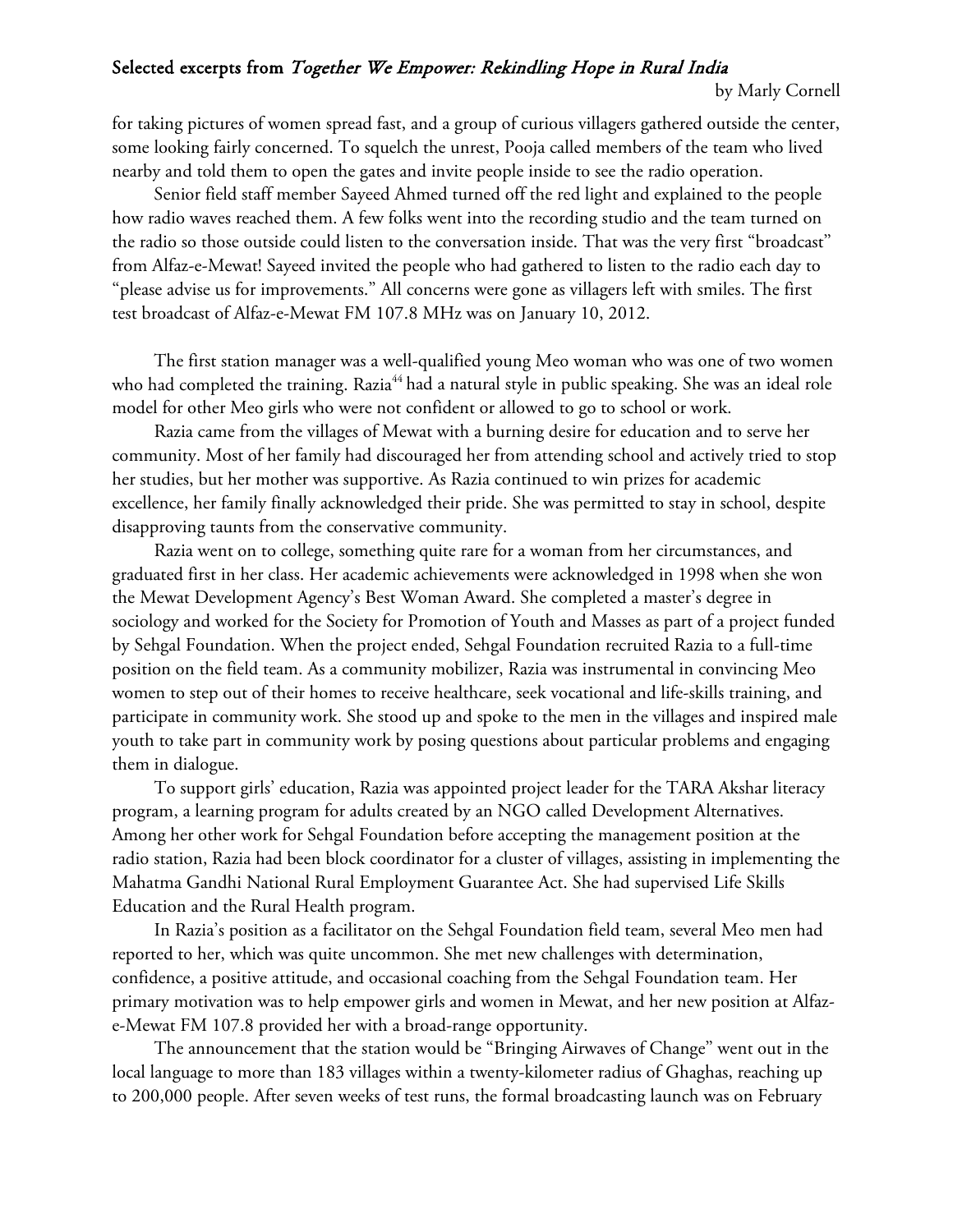for taking pictures of women spread fast, and a group of curious villagers gathered outside the center, some looking fairly concerned. To squelch the unrest, Pooja called members of the team who lived nearby and told them to open the gates and invite people inside to see the radio operation.

Senior field staff member Sayeed Ahmed turned off the red light and explained to the people how radio waves reached them. A few folks went into the recording studio and the team turned on the radio so those outside could listen to the conversation inside. That was the very first "broadcast" from Alfaz-e-Mewat! Sayeed invited the people who had gathered to listen to the radio each day to "please advise us for improvements." All concerns were gone as villagers left with smiles. The first test broadcast of Alfaz-e-Mewat FM 107.8 MHz was on January 10, 2012.

The first station manager was a well-qualified young Meo woman who was one of two women who had completed the training. Razia[44] had a natural style in public speaking. She was an ideal role model for other Meo girls who were not confident or allowed to go to school or work.

Razia came from the villages of Mewat with a burning desire for education and to serve her community. Most of her family had discouraged her from attending school and actively tried to stop her studies, but her mother was supportive. As Razia continued to win prizes for academic excellence, her family finally acknowledged their pride. She was permitted to stay in school, despite disapproving taunts from the conservative community.

Razia went on to college, something quite rare for a woman from her circumstances, and graduated first in her class. Her academic achievements were acknowledged in 1998 when she won the Mewat Development Agency's Best Woman Award. She completed a master's degree in sociology and worked for the Society for Promotion of Youth and Masses as part of a project funded by Sehgal Foundation. When the project ended, Sehgal Foundation recruited Razia to a full-time position on the field team. As a community mobilizer, Razia was instrumental in convincing Meo women to step out of their homes to receive healthcare, seek vocational and life-skills training, and participate in community work. She stood up and spoke to the men in the villages and inspired male youth to take part in community work by posing questions about particular problems and engaging them in dialogue.

To support girls' education, Razia was appointed project leader for the TARA Akshar literacy program, a learning program for adults created by an NGO called Development Alternatives. Among her other work for Sehgal Foundation before accepting the management position at the radio station, Razia had been block coordinator for a cluster of villages, assisting in implementing the Mahatma Gandhi National Rural Employment Guarantee Act. She had supervised Life Skills Education and the Rural Health program.

In Razia's position as a facilitator on the Sehgal Foundation field team, several Meo men had reported to her, which was quite uncommon. She met new challenges with determination, confidence, a positive attitude, and occasional coaching from the Sehgal Foundation team. Her primary motivation was to help empower girls and women in Mewat, and her new position at Alfaz-e-Mewat FM 107.8 provided her with a broad-range opportunity.

The announcement that the station would be "Bringing Airwaves of Change" went out in the local language to more than 183 villages within a twenty-kilometer radius of Ghaghas, reaching up to 200,000 people. After seven weeks of test runs, the formal broadcasting launch was on February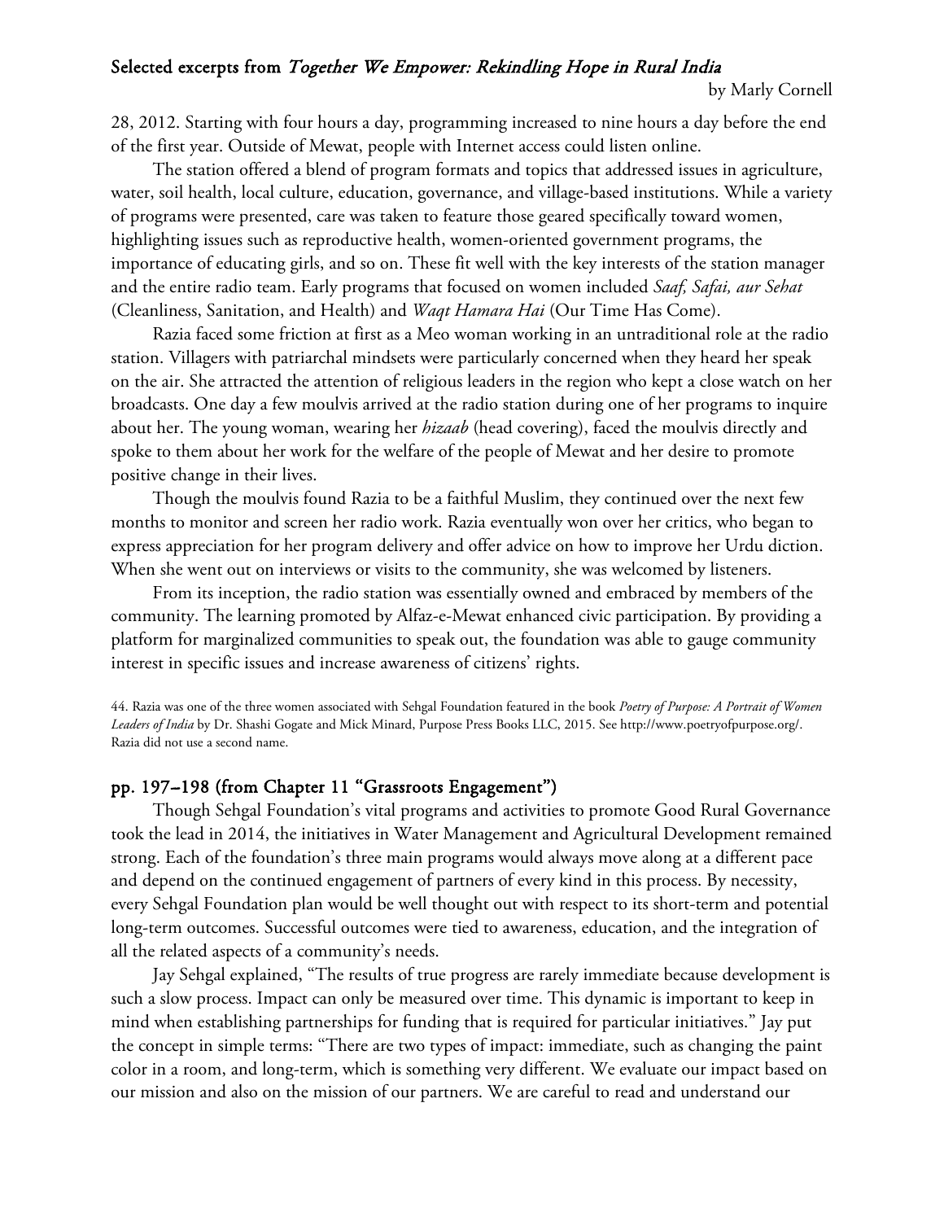28, 2012. Starting with four hours a day, programming increased to nine hours a day before the end of the first year. Outside of Mewat, people with Internet access could listen online.

The station offered a blend of program formats and topics that addressed issues in agriculture, water, soil health, local culture, education, governance, and village-based institutions. While a variety of programs were presented, care was taken to feature those geared specifically toward women, highlighting issues such as reproductive health, women-oriented government programs, the importance of educating girls, and so on. These fit well with the key interests of the station manager and the entire radio team. Early programs that focused on women included *Saaf, Safai, aur Sehat* (Cleanliness, Sanitation, and Health) and *Waqt Hamara Hai* (Our Time Has Come).

Razia faced some friction at first as a Meo woman working in an untraditional role at the radio station. Villagers with patriarchal mindsets were particularly concerned when they heard her speak on the air. She attracted the attention of religious leaders in the region who kept a close watch on her broadcasts. One day a few moulvis arrived at the radio station during one of her programs to inquire about her. The young woman, wearing her *hizaab* (head covering), faced the moulvis directly and spoke to them about her work for the welfare of the people of Mewat and her desire to promote positive change in their lives.

Though the moulvis found Razia to be a faithful Muslim, they continued over the next few months to monitor and screen her radio work. Razia eventually won over her critics, who began to express appreciation for her program delivery and offer advice on how to improve her Urdu diction. When she went out on interviews or visits to the community, she was welcomed by listeners.

From its inception, the radio station was essentially owned and embraced by members of the community. The learning promoted by Alfaz-e-Mewat enhanced civic participation. By providing a platform for marginalized communities to speak out, the foundation was able to gauge community interest in specific issues and increase awareness of citizens' rights.

44. Razia was one of the three women associated with Sehgal Foundation featured in the book *Poetry of Purpose: A Portrait of Women Leaders of India* by Dr. Shashi Gogate and Mick Minard, Purpose Press Books LLC, 2015. See http://www.poetryofpurpose.org/. Razia did not use a second name.

## pp. 197–198 (from Chapter 11 "Grassroots Engagement")

Though Sehgal Foundation's vital programs and activities to promote Good Rural Governance took the lead in 2014, the initiatives in Water Management and Agricultural Development remained strong. Each of the foundation's three main programs would always move along at a different pace and depend on the continued engagement of partners of every kind in this process. By necessity, every Sehgal Foundation plan would be well thought out with respect to its short-term and potential long-term outcomes. Successful outcomes were tied to awareness, education, and the integration of all the related aspects of a community's needs.

Jay Sehgal explained, "The results of true progress are rarely immediate because development is such a slow process. Impact can only be measured over time. This dynamic is important to keep in mind when establishing partnerships for funding that is required for particular initiatives." Jay put the concept in simple terms: "There are two types of impact: immediate, such as changing the paint color in a room, and long-term, which is something very different. We evaluate our impact based on our mission and also on the mission of our partners. We are careful to read and understand our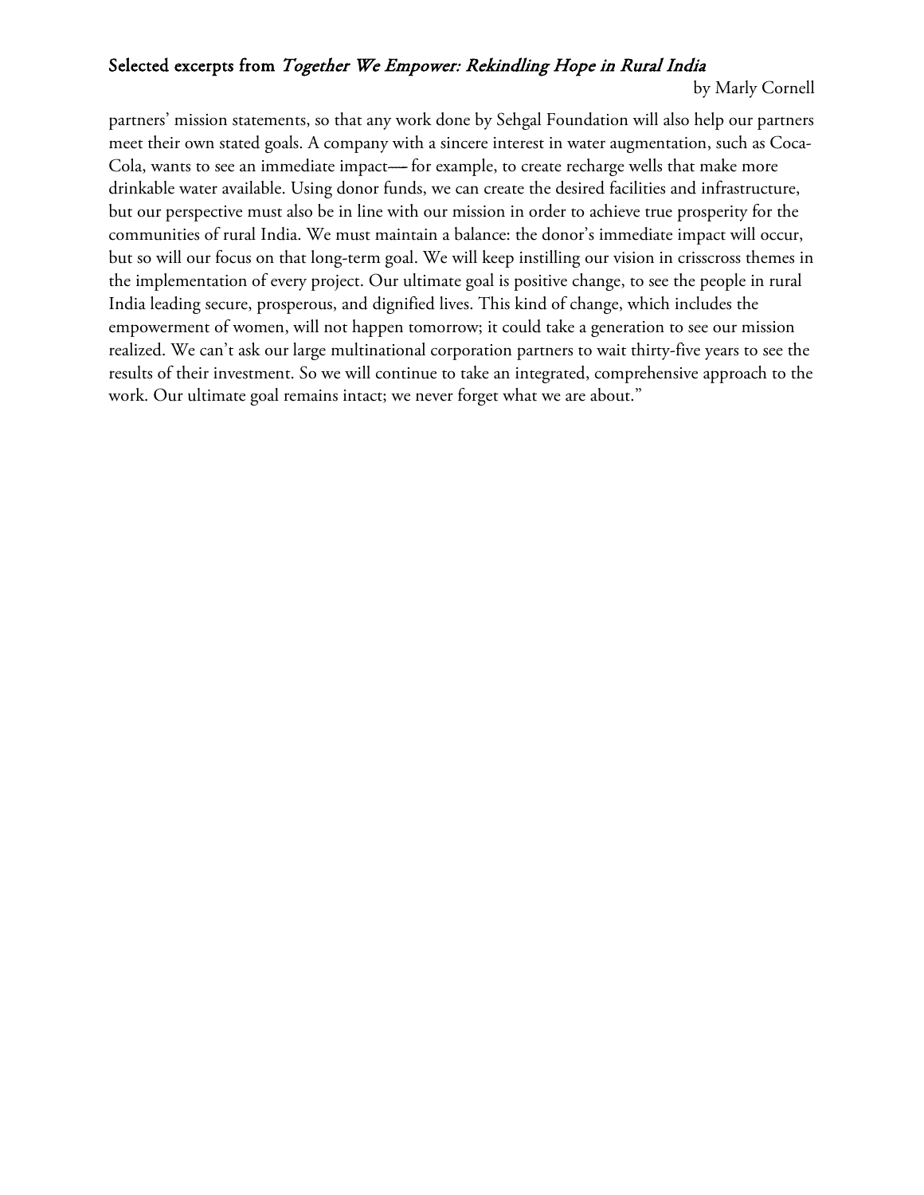partners' mission statements, so that any work done by Sehgal Foundation will also help our partners meet their own stated goals. A company with a sincere interest in water augmentation, such as Coca-Cola, wants to see an immediate impact— for example, to create recharge wells that make more drinkable water available. Using donor funds, we can create the desired facilities and infrastructure, but our perspective must also be in line with our mission in order to achieve true prosperity for the communities of rural India. We must maintain a balance: the donor's immediate impact will occur, but so will our focus on that long-term goal. We will keep instilling our vision in crisscross themes in the implementation of every project. Our ultimate goal is positive change, to see the people in rural India leading secure, prosperous, and dignified lives. This kind of change, which includes the empowerment of women, will not happen tomorrow; it could take a generation to see our mission realized. We can't ask our large multinational corporation partners to wait thirty-five years to see the results of their investment. So we will continue to take an integrated, comprehensive approach to the work. Our ultimate goal remains intact; we never forget what we are about."